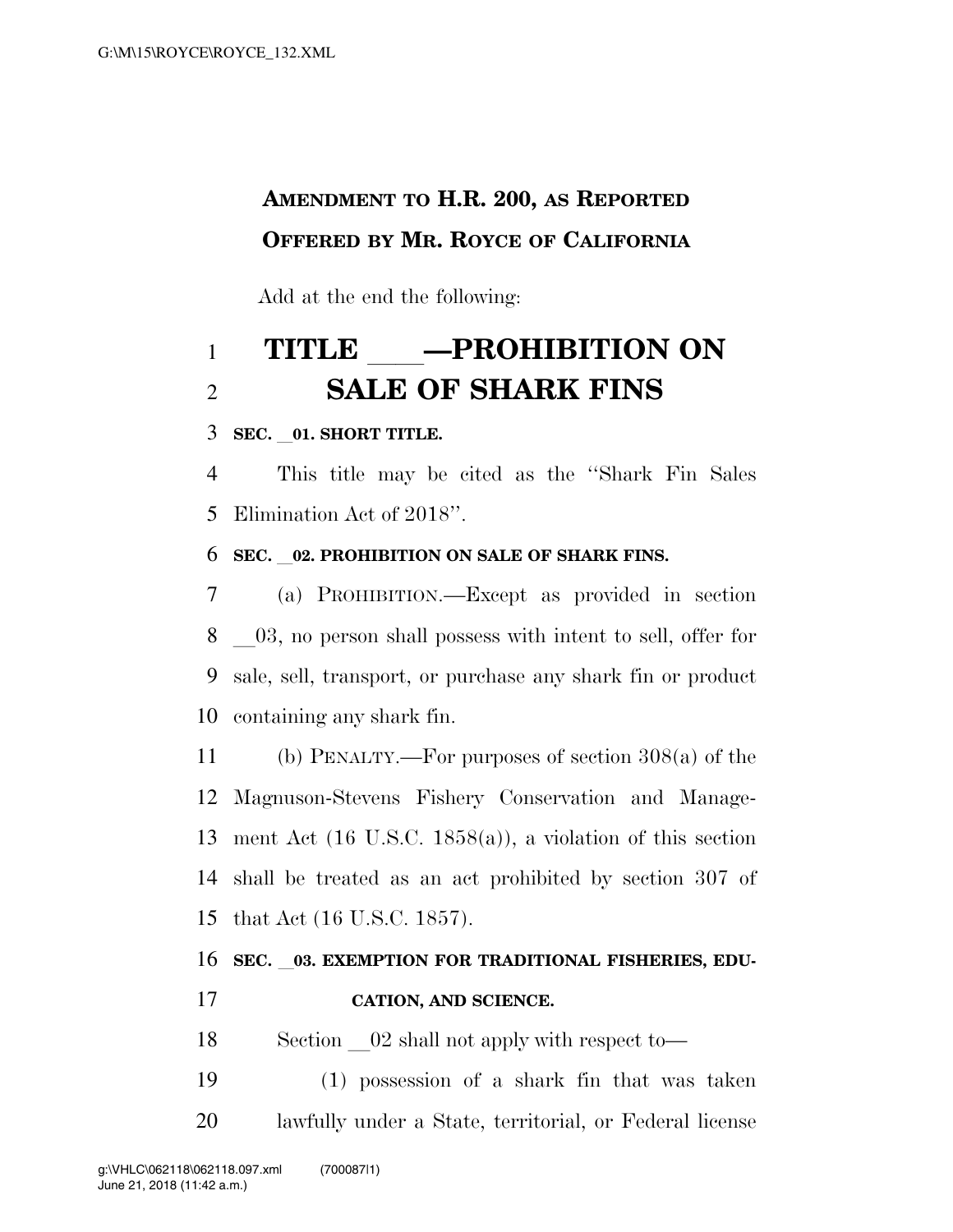**AMENDMENT TO H.R. 200, AS REPORTED**
**OFFERED BY MR. ROYCE OF CALIFORNIA**

Add at the end the following:

# TITLE \_\_\_\_—PROHIBITION ON SALE OF SHARK FINS

**SEC. \_\_01. SHORT TITLE.**

This title may be cited as the "Shark Fin Sales Elimination Act of 2018".

**SEC. \_\_02. PROHIBITION ON SALE OF SHARK FINS.**

(a) PROHIBITION.—Except as provided in section \_\_03, no person shall possess with intent to sell, offer for sale, sell, transport, or purchase any shark fin or product containing any shark fin.

(b) PENALTY.—For purposes of section 308(a) of the Magnuson-Stevens Fishery Conservation and Management Act (16 U.S.C. 1858(a)), a violation of this section shall be treated as an act prohibited by section 307 of that Act (16 U.S.C. 1857).

**SEC. \_\_03. EXEMPTION FOR TRADITIONAL FISHERIES, EDUCATION, AND SCIENCE.**

Section \_\_02 shall not apply with respect to—

(1) possession of a shark fin that was taken lawfully under a State, territorial, or Federal license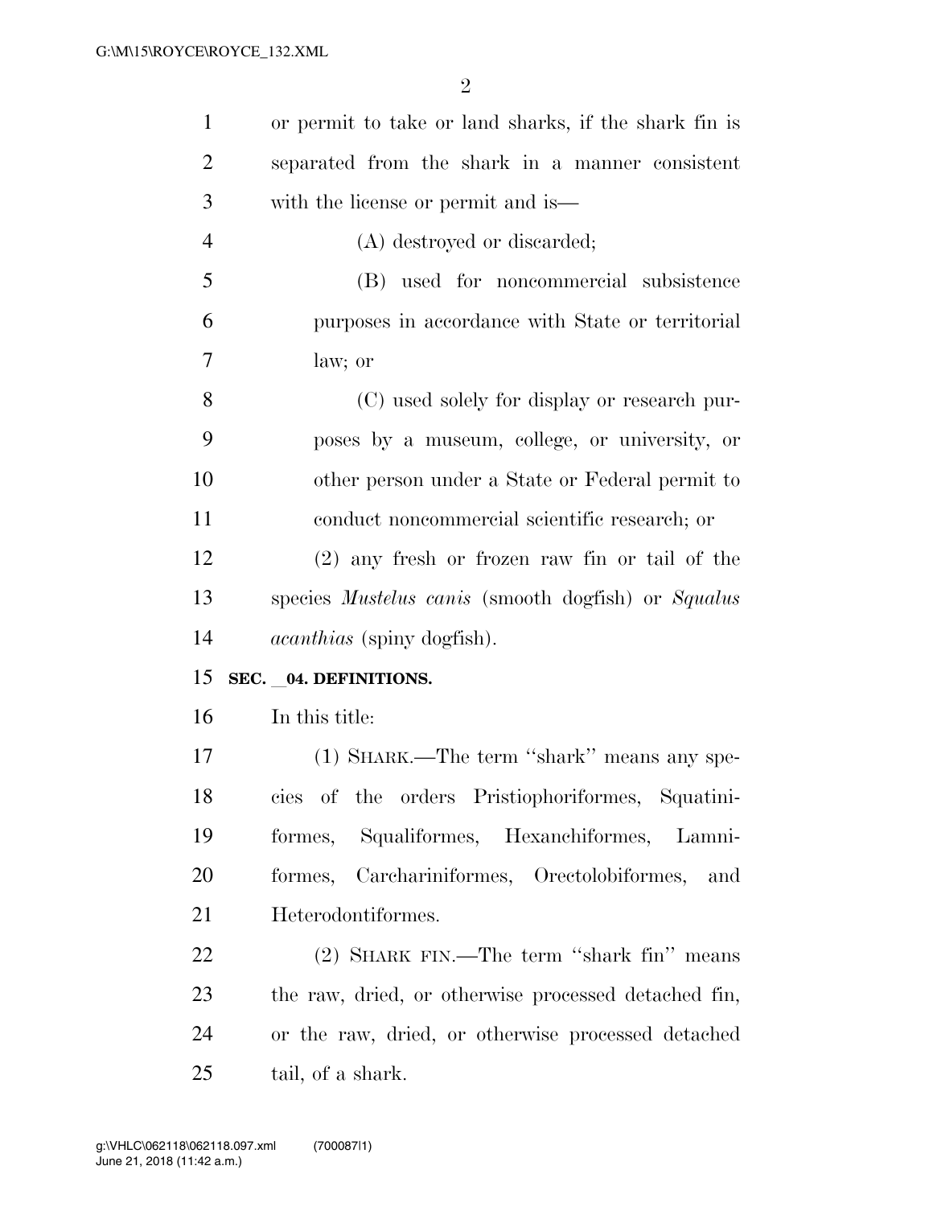or permit to take or land sharks, if the shark fin is separated from the shark in a manner consistent with the license or permit and is—

(A) destroyed or discarded;

(B) used for noncommercial subsistence purposes in accordance with State or territorial law; or

(C) used solely for display or research purposes by a museum, college, or university, or other person under a State or Federal permit to conduct noncommercial scientific research; or

(2) any fresh or frozen raw fin or tail of the species *Mustelus canis* (smooth dogfish) or *Squalus acanthias* (spiny dogfish).

**SEC. _04. DEFINITIONS.**

In this title:

(1) SHARK.—The term ''shark'' means any species of the orders Pristiophoriformes, Squatiniformes, Squaliformes, Hexanchiformes, Lamniformes, Carchariniformes, Orectolobiformes, and Heterodontiformes.

(2) SHARK FIN.—The term ''shark fin'' means the raw, dried, or otherwise processed detached fin, or the raw, dried, or otherwise processed detached tail, of a shark.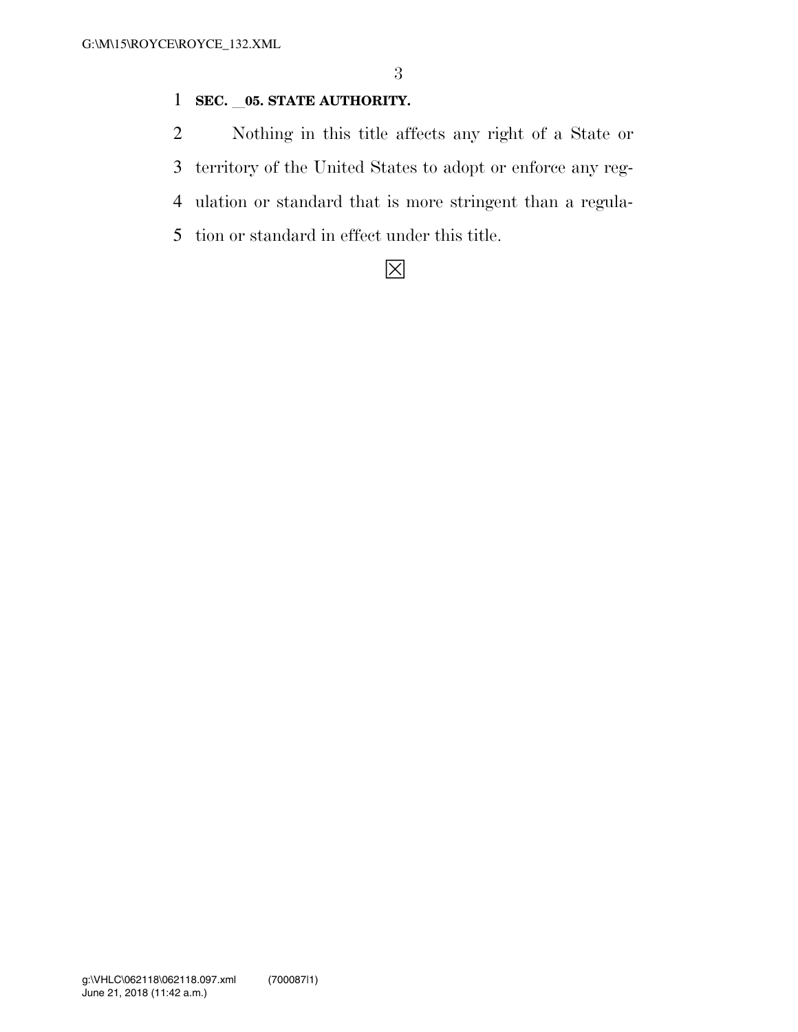**SEC. __05. STATE AUTHORITY.**

Nothing in this title affects any right of a State or territory of the United States to adopt or enforce any regulation or standard that is more stringent than a regulation or standard in effect under this title.